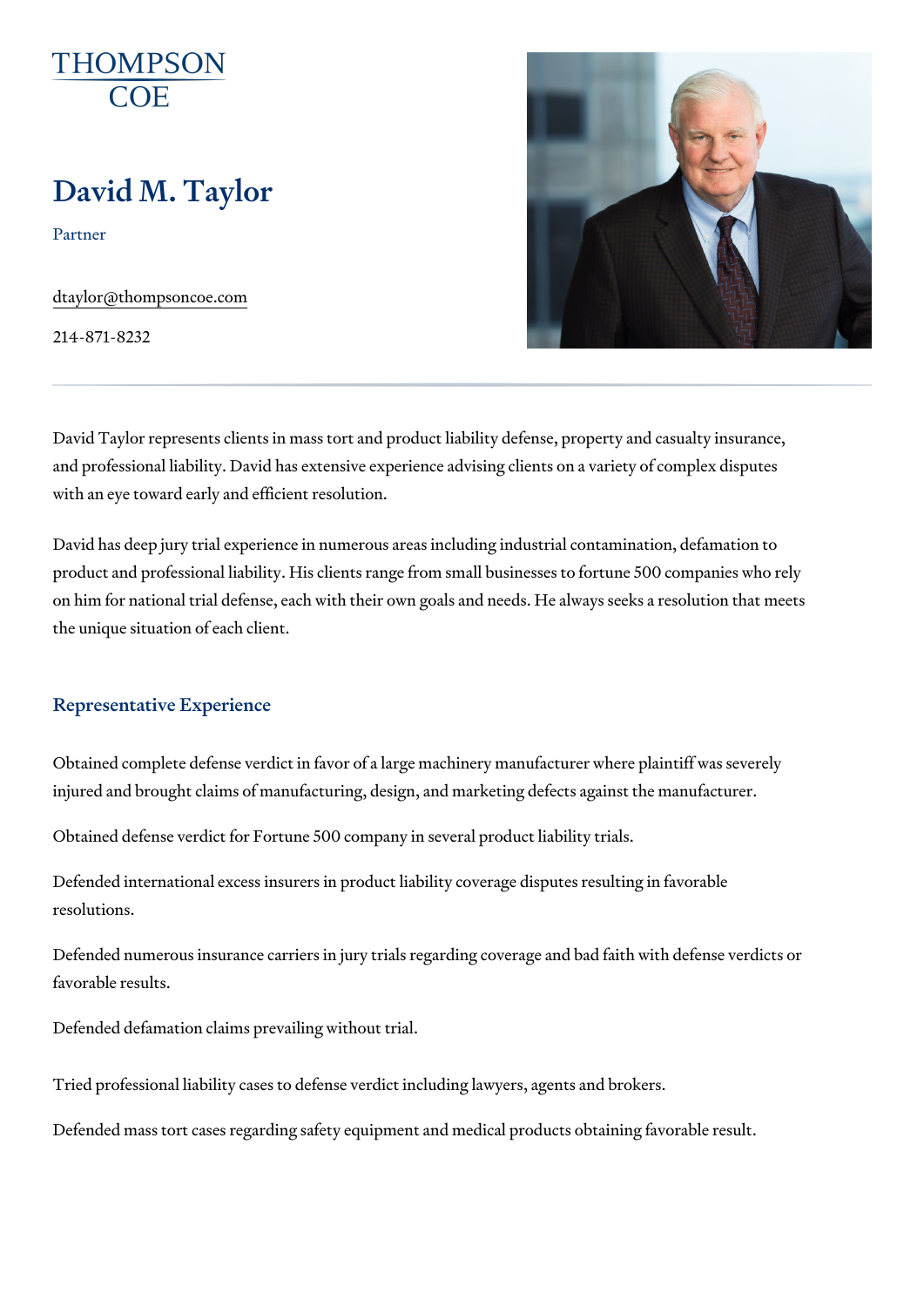THOMPSON COE

# David M. Taylor

Partner

dtaylor@thompsoncoe.com

214-871-8232

David Taylor represents clients in mass tort and product liability defense, property and casualty insurance, and professional liability. David has extensive experience advising clients on a variety of complex disputes with an eye toward early and efficient resolution.

David has deep jury trial experience in numerous areas including industrial contamination, defamation to product and professional liability. His clients range from small businesses to fortune 500 companies who rely on him for national trial defense, each with their own goals and needs. He always seeks a resolution that meets the unique situation of each client.

## Representative Experience

Obtained complete defense verdict in favor of a large machinery manufacturer where plaintiff was severely injured and brought claims of manufacturing, design, and marketing defects against the manufacturer.

Obtained defense verdict for Fortune 500 company in several product liability trials.

Defended international excess insurers in product liability coverage disputes resulting in favorable resolutions.

Defended numerous insurance carriers in jury trials regarding coverage and bad faith with defense verdicts or favorable results.

Defended defamation claims prevailing without trial.

Tried professional liability cases to defense verdict including lawyers, agents and brokers.

Defended mass tort cases regarding safety equipment and medical products obtaining favorable result.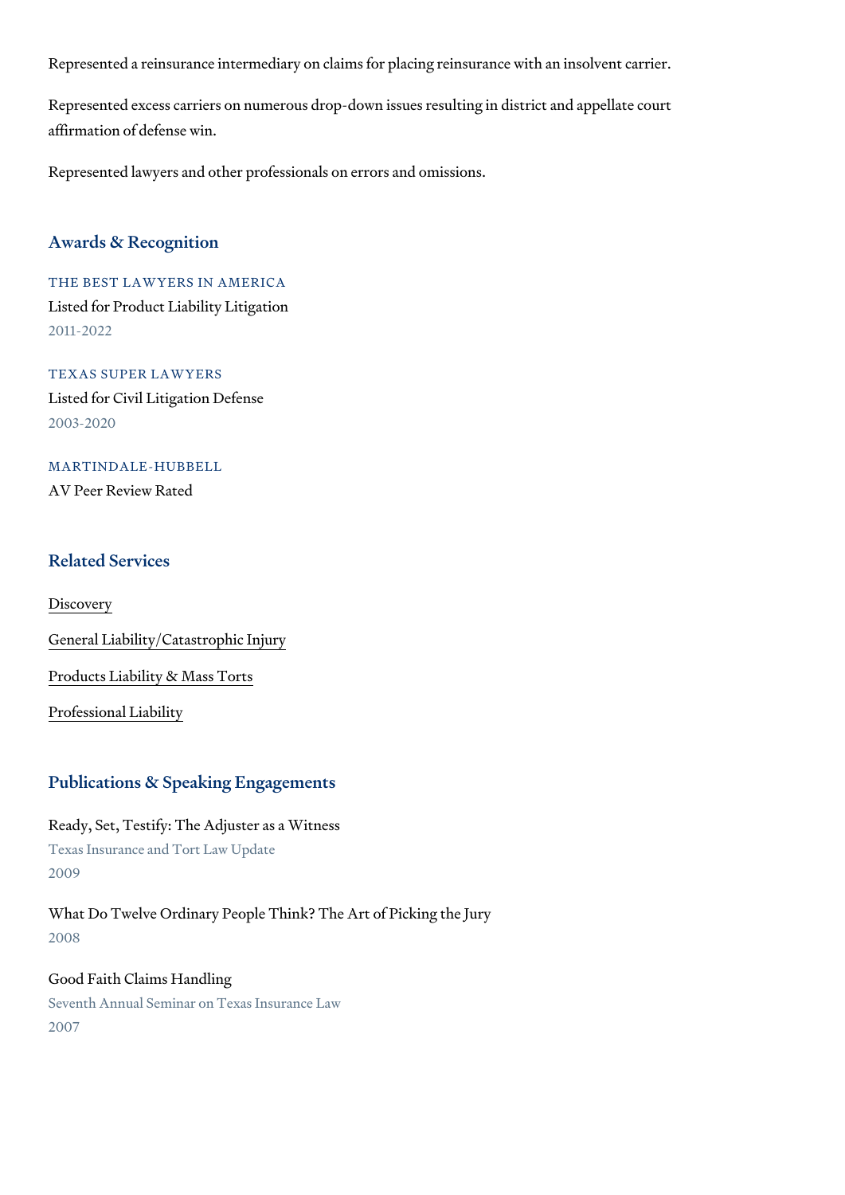Represented a reinsurance intermediary on claims for placing reinsurance with an insolvent carrier.

Represented excess carriers on numerous drop-down issues resulting in district and appellate court affirmation of defense win.

Represented lawyers and other professionals on errors and omissions.

## Awards & Recognition

THE BEST LAWYERS IN AMERICA

Listed for Product Liability Litigation

2011-2022

TEXAS SUPER LAWYERS

Listed for Civil Litigation Defense

2003-2020

MARTINDALE-HUBBELL

AV Peer Review Rated

## Related Services

Discovery

General Liability/Catastrophic Injury

Products Liability & Mass Torts

Professional Liability

## Publications & Speaking Engagements

Ready, Set, Testify: The Adjuster as a Witness

Texas Insurance and Tort Law Update

2009

What Do Twelve Ordinary People Think? The Art of Picking the Jury

2008

Good Faith Claims Handling

Seventh Annual Seminar on Texas Insurance Law

2007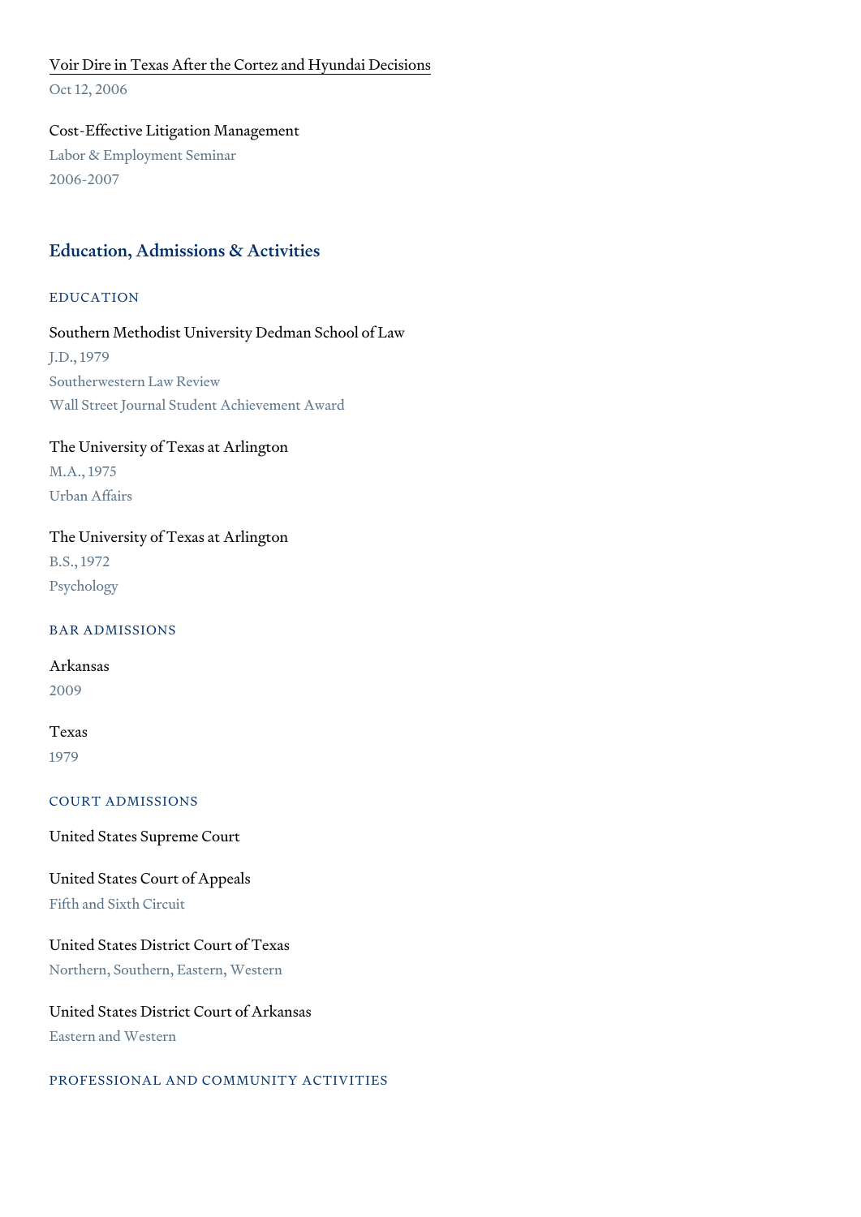[Voir Dire in Texas After the Cortez and Hyundai Decisions](#)
Oct 12, 2006

Cost-Effective Litigation Management
Labor & Employment Seminar
2006-2007

## Education, Admissions & Activities

### EDUCATION

Southern Methodist University Dedman School of Law
J.D., 1979
Southerwestern Law Review
Wall Street Journal Student Achievement Award

The University of Texas at Arlington
M.A., 1975
Urban Affairs

The University of Texas at Arlington
B.S., 1972
Psychology

### BAR ADMISSIONS

Arkansas
2009

Texas
1979

### COURT ADMISSIONS

United States Supreme Court

United States Court of Appeals
Fifth and Sixth Circuit

United States District Court of Texas
Northern, Southern, Eastern, Western

United States District Court of Arkansas
Eastern and Western

### PROFESSIONAL AND COMMUNITY ACTIVITIES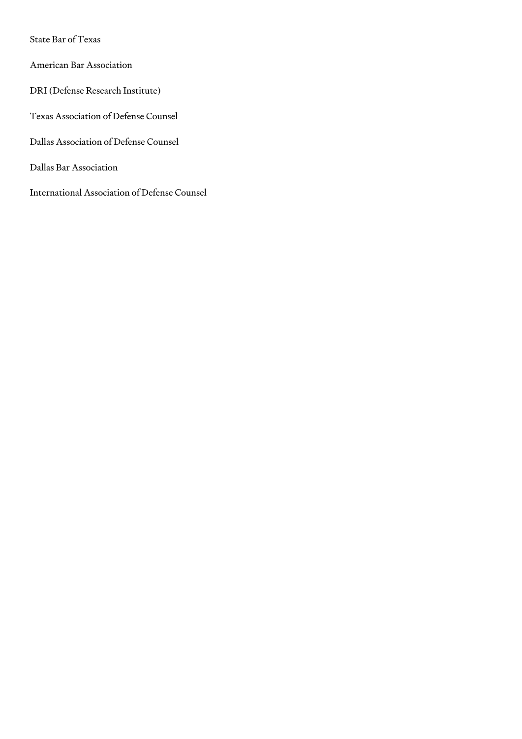State Bar of Texas

American Bar Association

DRI (Defense Research Institute)

Texas Association of Defense Counsel

Dallas Association of Defense Counsel

Dallas Bar Association

International Association of Defense Counsel